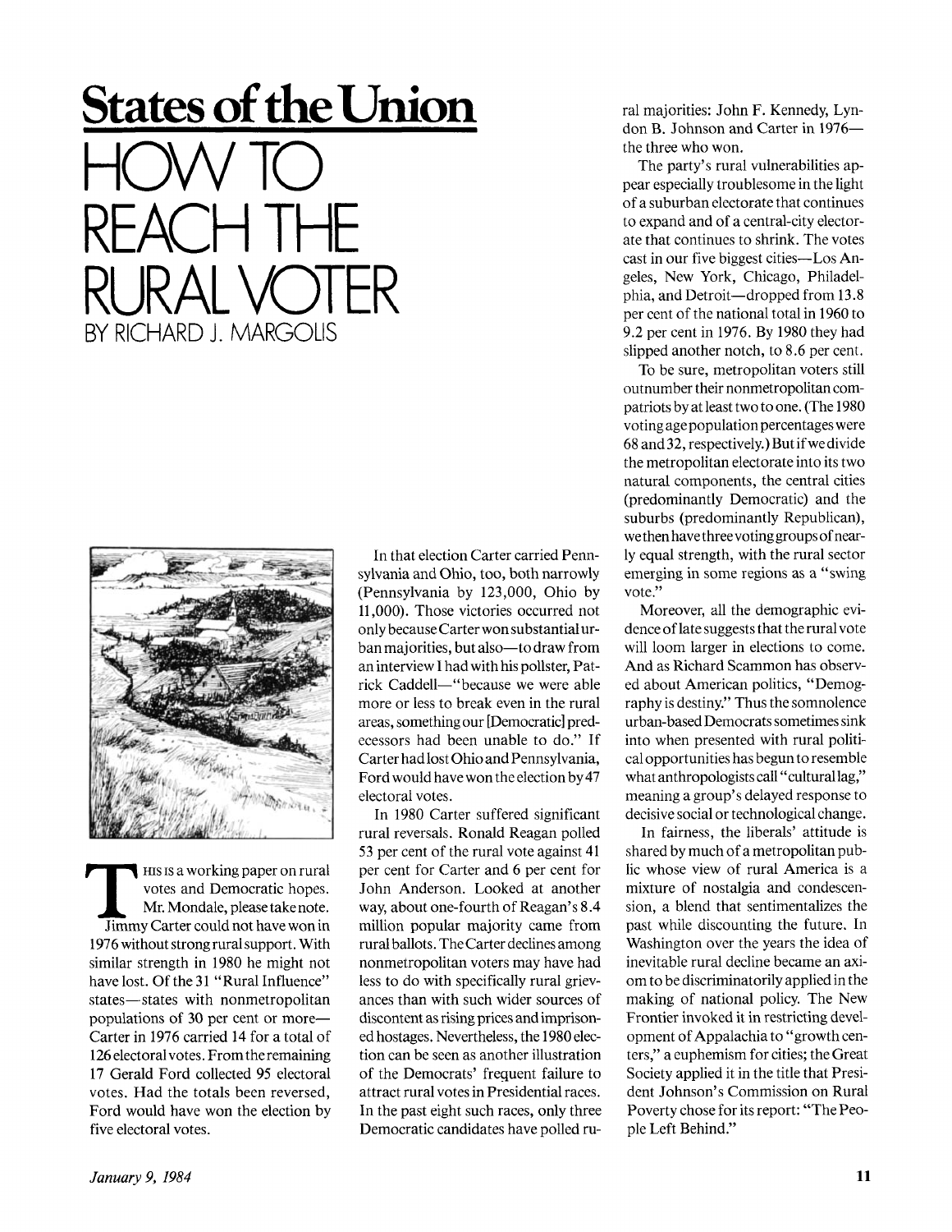# States of the Union

# HOW TO REACH THE RURAL VOTER

BY RICHARD J. MARGOLIS

THIS IS a working paper on rural votes and Democratic hopes. Mr. Mondale, please take note. Jimmy Carter could not have won in 1976 without strong rural support. With similar strength in 1980 he might not have lost. Of the 31 "Rural Influence" states—states with nonmetropolitan populations of 30 per cent or more—Carter in 1976 carried 14 for a total of 126 electoral votes. From the remaining 17 Gerald Ford collected 95 electoral votes. Had the totals been reversed, Ford would have won the election by five electoral votes.

In that election Carter carried Pennsylvania and Ohio, too, both narrowly (Pennsylvania by 123,000, Ohio by 11,000). Those victories occurred not only because Carter won substantial urban majorities, but also—to draw from an interview I had with his pollster, Patrick Caddell—"because we were able more or less to break even in the rural areas, something our [Democratic] predecessors had been unable to do." If Carter had lost Ohio and Pennsylvania, Ford would have won the election by 47 electoral votes.

In 1980 Carter suffered significant rural reversals. Ronald Reagan polled 53 per cent of the rural vote against 41 per cent for Carter and 6 per cent for John Anderson. Looked at another way, about one-fourth of Reagan's 8.4 million popular majority came from rural ballots. The Carter declines among nonmetropolitan voters may have had less to do with specifically rural grievances than with such wider sources of discontent as rising prices and imprisoned hostages. Nevertheless, the 1980 election can be seen as another illustration of the Democrats' frequent failure to attract rural votes in Presidential races. In the past eight such races, only three Democratic candidates have polled rural majorities: John F. Kennedy, Lyndon B. Johnson and Carter in 1976—the three who won.

The party's rural vulnerabilities appear especially troublesome in the light of a suburban electorate that continues to expand and of a central-city electorate that continues to shrink. The votes cast in our five biggest cities—Los Angeles, New York, Chicago, Philadelphia, and Detroit—dropped from 13.8 per cent of the national total in 1960 to 9.2 per cent in 1976. By 1980 they had slipped another notch, to 8.6 per cent.

To be sure, metropolitan voters still outnumber their nonmetropolitan compatriots by at least two to one. (The 1980 voting age population percentages were 68 and 32, respectively.) But if we divide the metropolitan electorate into its two natural components, the central cities (predominantly Democratic) and the suburbs (predominantly Republican), we then have three voting groups of nearly equal strength, with the rural sector emerging in some regions as a "swing vote."

Moreover, all the demographic evidence of late suggests that the rural vote will loom larger in elections to come. And as Richard Scammon has observed about American politics, "Demography is destiny." Thus the somnolence urban-based Democrats sometimes sink into when presented with rural political opportunities has begun to resemble what anthropologists call "cultural lag," meaning a group's delayed response to decisive social or technological change.

In fairness, the liberals' attitude is shared by much of a metropolitan public whose view of rural America is a mixture of nostalgia and condescension, a blend that sentimentalizes the past while discounting the future. In Washington over the years the idea of inevitable rural decline became an axiom to be discriminatorily applied in the making of national policy. The New Frontier invoked it in restricting development of Appalachia to "growth centers," a euphemism for cities; the Great Society applied it in the title that President Johnson's Commission on Rural Poverty chose for its report: "The People Left Behind."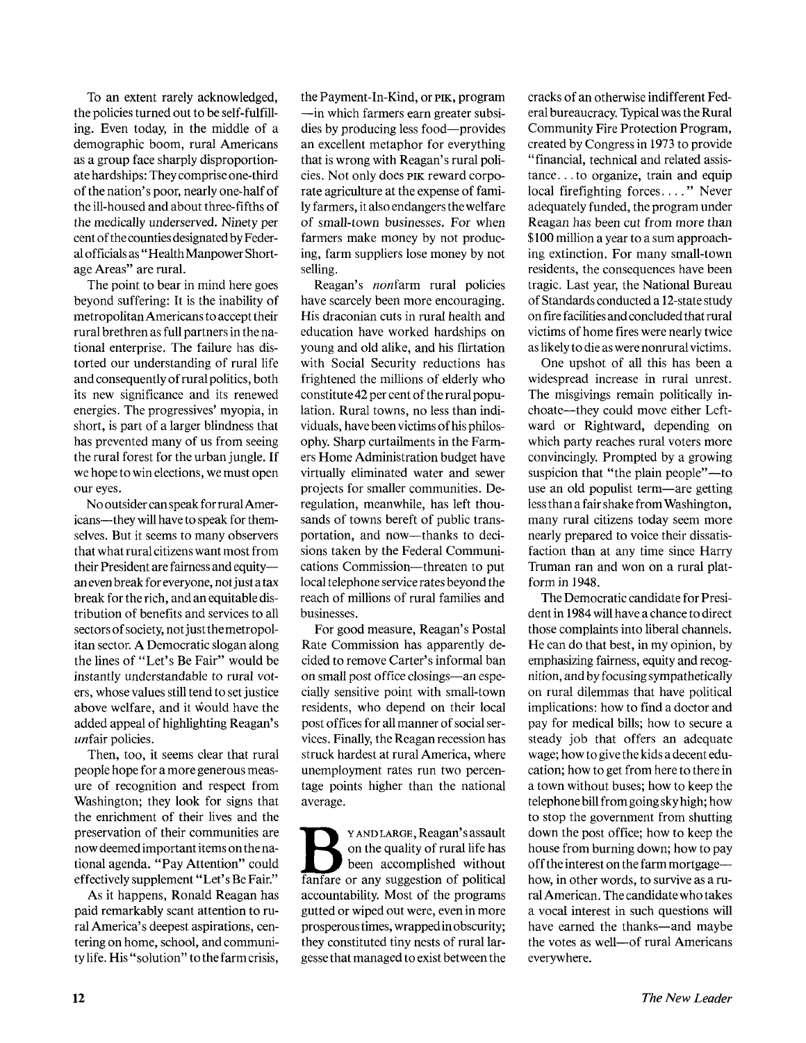To an extent rarely acknowledged, the policies turned out to be self-fulfilling. Even today, in the middle of a demographic boom, rural Americans as a group face sharply disproportionate hardships: They comprise one-third of the nation's poor, nearly one-half of the ill-housed and about three-fifths of the medically underserved. Ninety per cent of the counties designated by Federal officials as "Health Manpower Shortage Areas" are rural.

The point to bear in mind here goes beyond suffering: It is the inability of metropolitan Americans to accept their rural brethren as full partners in the national enterprise. The failure has distorted our understanding of rural life and consequently of rural politics, both its new significance and its renewed energies. The progressives' myopia, in short, is part of a larger blindness that has prevented many of us from seeing the rural forest for the urban jungle. If we hope to win elections, we must open our eyes.

No outsider can speak for rural Americans—they will have to speak for themselves. But it seems to many observers that what rural citizens want most from their President are fairness and equity—an even break for everyone, not just a tax break for the rich, and an equitable distribution of benefits and services to all sectors of society, not just the metropolitan sector. A Democratic slogan along the lines of "Let's Be Fair" would be instantly understandable to rural voters, whose values still tend to set justice above welfare, and it would have the added appeal of highlighting Reagan's *un*fair policies.

Then, too, it seems clear that rural people hope for a more generous measure of recognition and respect from Washington; they look for signs that the enrichment of their lives and the preservation of their communities are now deemed important items on the national agenda. "Pay Attention" could effectively supplement "Let's Be Fair."

As it happens, Ronald Reagan has paid remarkably scant attention to rural America's deepest aspirations, centering on home, school, and community life. His "solution" to the farm crisis, the Payment-In-Kind, or PIK, program—in which farmers earn greater subsidies by producing less food—provides an excellent metaphor for everything that is wrong with Reagan's rural policies. Not only does PIK reward corporate agriculture at the expense of family farmers, it also endangers the welfare of small-town businesses. For when farmers make money by not producing, farm suppliers lose money by not selling.

Reagan's *non*farm rural policies have scarcely been more encouraging. His draconian cuts in rural health and education have worked hardships on young and old alike, and his flirtation with Social Security reductions has frightened the millions of elderly who constitute 42 per cent of the rural population. Rural towns, no less than individuals, have been victims of his philosophy. Sharp curtailments in the Farmers Home Administration budget have virtually eliminated water and sewer projects for smaller communities. Deregulation, meanwhile, has left thousands of towns bereft of public transportation, and now—thanks to decisions taken by the Federal Communications Commission—threaten to put local telephone service rates beyond the reach of millions of rural families and businesses.

For good measure, Reagan's Postal Rate Commission has apparently decided to remove Carter's informal ban on small post office closings—an especially sensitive point with small-town residents, who depend on their local post offices for all manner of social services. Finally, the Reagan recession has struck hardest at rural America, where unemployment rates run two percentage points higher than the national average.

By and large, Reagan's assault on the quality of rural life has been accomplished without fanfare or any suggestion of political accountability. Most of the programs gutted or wiped out were, even in more prosperous times, wrapped in obscurity; they constituted tiny nests of rural largesse that managed to exist between the cracks of an otherwise indifferent Federal bureaucracy. Typical was the Rural Community Fire Protection Program, created by Congress in 1973 to provide "financial, technical and related assistance... to organize, train and equip local firefighting forces...." Never adequately funded, the program under Reagan has been cut from more than $100 million a year to a sum approaching extinction. For many small-town residents, the consequences have been tragic. Last year, the National Bureau of Standards conducted a 12-state study on fire facilities and concluded that rural victims of home fires were nearly twice as likely to die as were nonrural victims.

One upshot of all this has been a widespread increase in rural unrest. The misgivings remain politically inchoate—they could move either Leftward or Rightward, depending on which party reaches rural voters more convincingly. Prompted by a growing suspicion that "the plain people"—to use an old populist term—are getting less than a fair shake from Washington, many rural citizens today seem more nearly prepared to voice their dissatisfaction than at any time since Harry Truman ran and won on a rural platform in 1948.

The Democratic candidate for President in 1984 will have a chance to direct those complaints into liberal channels. He can do that best, in my opinion, by emphasizing fairness, equity and recognition, and by focusing sympathetically on rural dilemmas that have political implications: how to find a doctor and pay for medical bills; how to secure a steady job that offers an adequate wage; how to give the kids a decent education; how to get from here to there in a town without buses; how to keep the telephone bill from going sky high; how to stop the government from shutting down the post office; how to keep the house from burning down; how to pay off the interest on the farm mortgage—how, in other words, to survive as a rural American. The candidate who takes a vocal interest in such questions will have earned the thanks—and maybe the votes as well—of rural Americans everywhere.